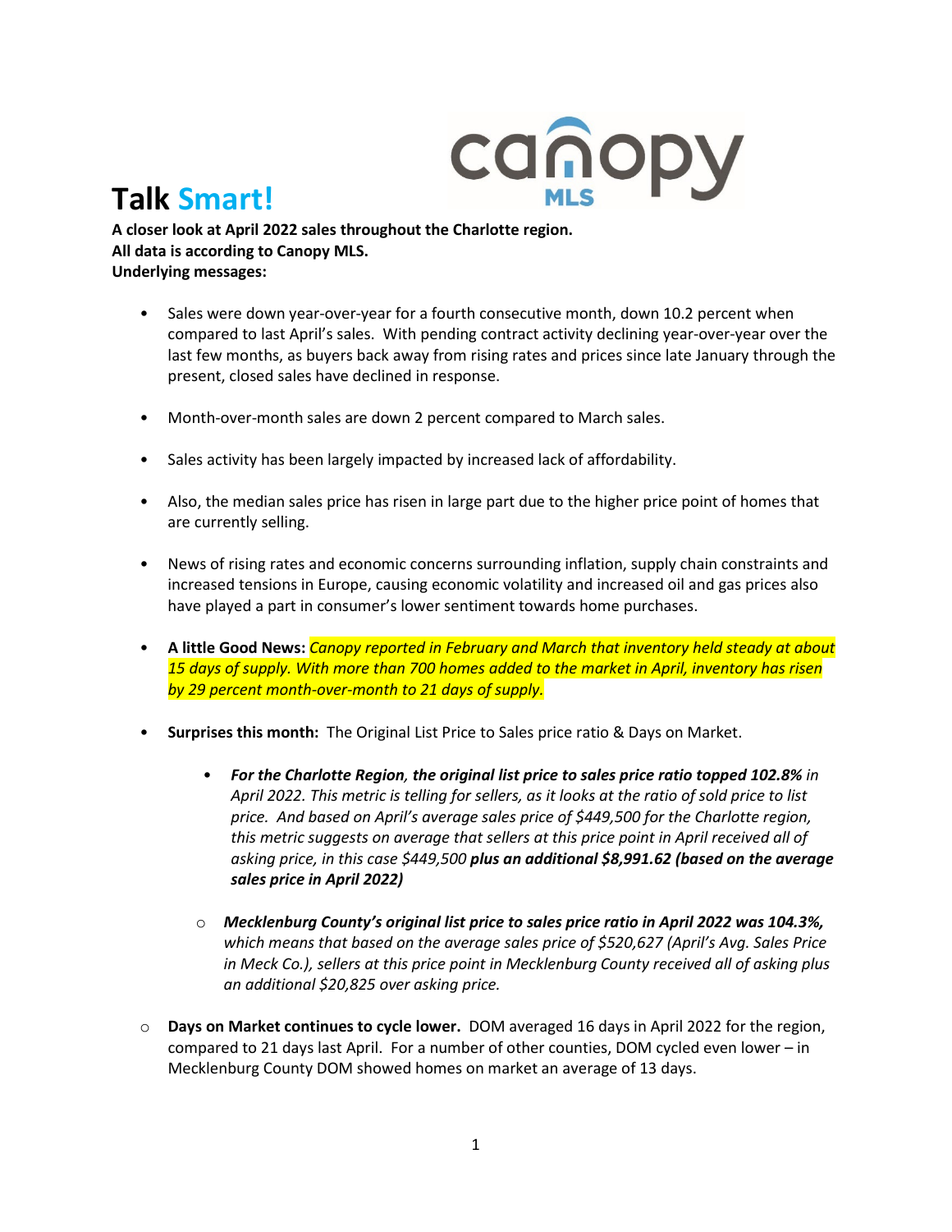# Talk Smart!

**A closer look at April 2022 sales throughout the Charlotte region.**
**All data is according to Canopy MLS.**
**Underlying messages:**

- Sales were down year-over-year for a fourth consecutive month, down 10.2 percent when compared to last April's sales. With pending contract activity declining year-over-year over the last few months, as buyers back away from rising rates and prices since late January through the present, closed sales have declined in response.

- Month-over-month sales are down 2 percent compared to March sales.

- Sales activity has been largely impacted by increased lack of affordability.

- Also, the median sales price has risen in large part due to the higher price point of homes that are currently selling.

- News of rising rates and economic concerns surrounding inflation, supply chain constraints and increased tensions in Europe, causing economic volatility and increased oil and gas prices also have played a part in consumer's lower sentiment towards home purchases.

- **A little Good News:** *Canopy reported in February and March that inventory held steady at about 15 days of supply. With more than 700 homes added to the market in April, inventory has risen by 29 percent month-over-month to 21 days of supply.*

- **Surprises this month:** The Original List Price to Sales price ratio & Days on Market.

    - ***For the Charlotte Region, the original list price to sales price ratio topped 102.8%*** *in April 2022. This metric is telling for sellers, as it looks at the ratio of sold price to list price. And based on April's average sales price of $449,500 for the Charlotte region, this metric suggests on average that sellers at this price point in April received all of asking price, in this case $449,500* ***plus an additional $8,991.62 (based on the average sales price in April 2022)***

    - ***Mecklenburg County's original list price to sales price ratio in April 2022 was 104.3%,*** *which means that based on the average sales price of $520,627 (April's Avg. Sales Price in Meck Co.), sellers at this price point in Mecklenburg County received all of asking plus an additional $20,825 over asking price.*

- **Days on Market continues to cycle lower.** DOM averaged 16 days in April 2022 for the region, compared to 21 days last April. For a number of other counties, DOM cycled even lower – in Mecklenburg County DOM showed homes on market an average of 13 days.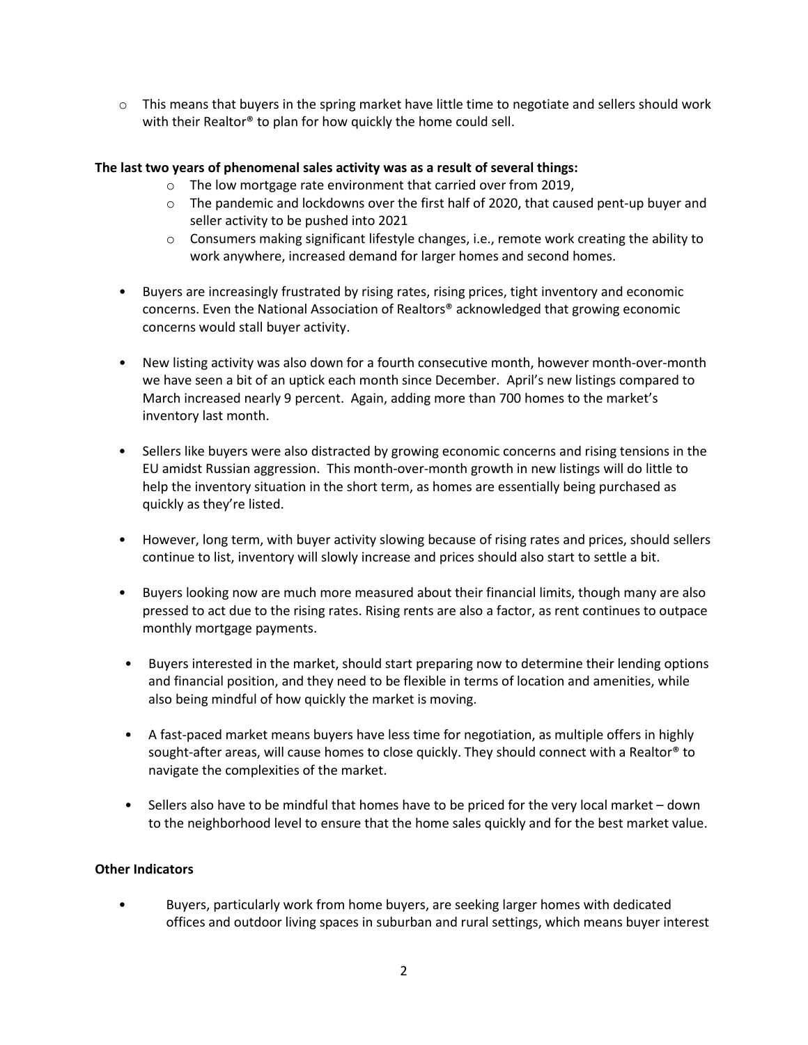- This means that buyers in the spring market have little time to negotiate and sellers should work with their Realtor® to plan for how quickly the home could sell.

**The last two years of phenomenal sales activity was as a result of several things:**

- The low mortgage rate environment that carried over from 2019,
- The pandemic and lockdowns over the first half of 2020, that caused pent-up buyer and seller activity to be pushed into 2021
- Consumers making significant lifestyle changes, i.e., remote work creating the ability to work anywhere, increased demand for larger homes and second homes.

- Buyers are increasingly frustrated by rising rates, rising prices, tight inventory and economic concerns. Even the National Association of Realtors® acknowledged that growing economic concerns would stall buyer activity.

- New listing activity was also down for a fourth consecutive month, however month-over-month we have seen a bit of an uptick each month since December. April's new listings compared to March increased nearly 9 percent. Again, adding more than 700 homes to the market's inventory last month.

- Sellers like buyers were also distracted by growing economic concerns and rising tensions in the EU amidst Russian aggression. This month-over-month growth in new listings will do little to help the inventory situation in the short term, as homes are essentially being purchased as quickly as they're listed.

- However, long term, with buyer activity slowing because of rising rates and prices, should sellers continue to list, inventory will slowly increase and prices should also start to settle a bit.

- Buyers looking now are much more measured about their financial limits, though many are also pressed to act due to the rising rates. Rising rents are also a factor, as rent continues to outpace monthly mortgage payments.

- Buyers interested in the market, should start preparing now to determine their lending options and financial position, and they need to be flexible in terms of location and amenities, while also being mindful of how quickly the market is moving.

- A fast-paced market means buyers have less time for negotiation, as multiple offers in highly sought-after areas, will cause homes to close quickly. They should connect with a Realtor® to navigate the complexities of the market.

- Sellers also have to be mindful that homes have to be priced for the very local market – down to the neighborhood level to ensure that the home sales quickly and for the best market value.

**Other Indicators**

- Buyers, particularly work from home buyers, are seeking larger homes with dedicated offices and outdoor living spaces in suburban and rural settings, which means buyer interest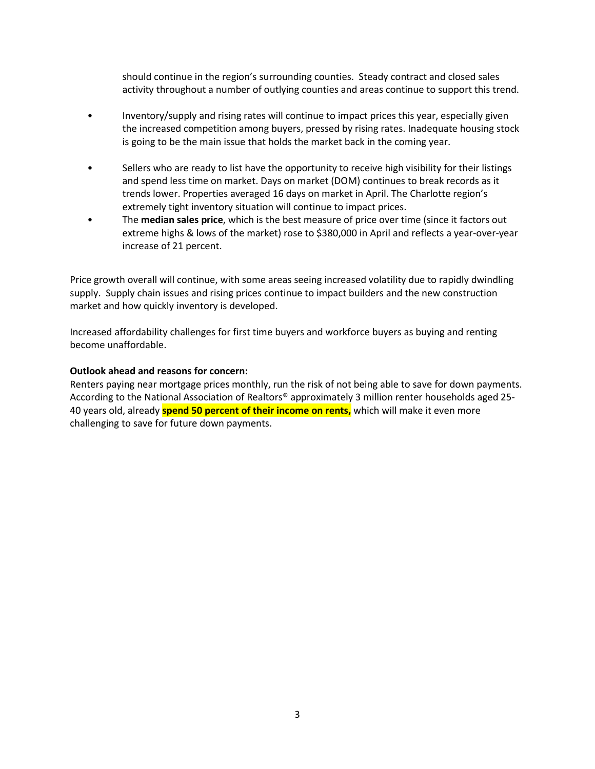should continue in the region's surrounding counties. Steady contract and closed sales activity throughout a number of outlying counties and areas continue to support this trend.

- Inventory/supply and rising rates will continue to impact prices this year, especially given the increased competition among buyers, pressed by rising rates. Inadequate housing stock is going to be the main issue that holds the market back in the coming year.
- Sellers who are ready to list have the opportunity to receive high visibility for their listings and spend less time on market. Days on market (DOM) continues to break records as it trends lower. Properties averaged 16 days on market in April. The Charlotte region's extremely tight inventory situation will continue to impact prices.
- The **median sales price**, which is the best measure of price over time (since it factors out extreme highs & lows of the market) rose to $380,000 in April and reflects a year-over-year increase of 21 percent.

Price growth overall will continue, with some areas seeing increased volatility due to rapidly dwindling supply. Supply chain issues and rising prices continue to impact builders and the new construction market and how quickly inventory is developed.

Increased affordability challenges for first time buyers and workforce buyers as buying and renting become unaffordable.

**Outlook ahead and reasons for concern:**
Renters paying near mortgage prices monthly, run the risk of not being able to save for down payments. According to the National Association of Realtors® approximately 3 million renter households aged 25-40 years old, already **spend 50 percent of their income on rents,** which will make it even more challenging to save for future down payments.